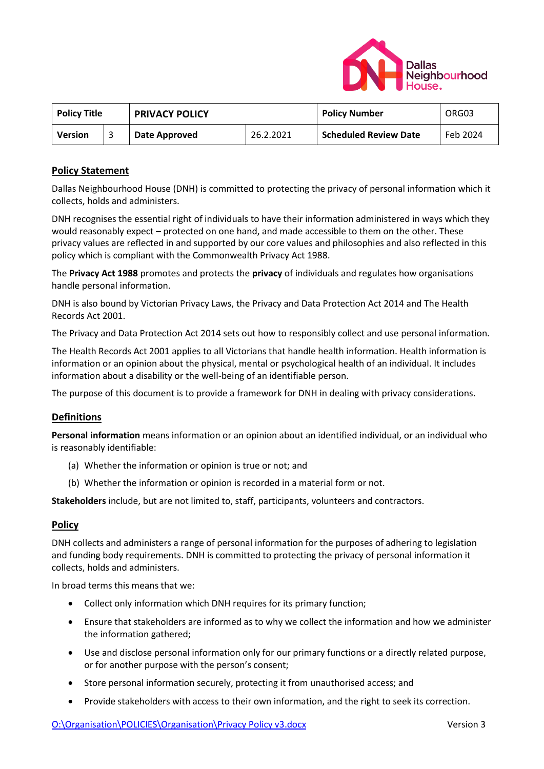| Policy Title | | PRIVACY POLICY | | Policy Number | ORG03 |
|---|---|---|---|---|---|
| Version | 3 | Date Approved | 26.2.2021 | Scheduled Review Date | Feb 2024 |

## Policy Statement

Dallas Neighbourhood House (DNH) is committed to protecting the privacy of personal information which it collects, holds and administers.

DNH recognises the essential right of individuals to have their information administered in ways which they would reasonably expect – protected on one hand, and made accessible to them on the other. These privacy values are reflected in and supported by our core values and philosophies and also reflected in this policy which is compliant with the Commonwealth Privacy Act 1988.

The **Privacy Act 1988** promotes and protects the **privacy** of individuals and regulates how organisations handle personal information.

DNH is also bound by Victorian Privacy Laws, the Privacy and Data Protection Act 2014 and The Health Records Act 2001.

The Privacy and Data Protection Act 2014 sets out how to responsibly collect and use personal information.

The Health Records Act 2001 applies to all Victorians that handle health information. Health information is information or an opinion about the physical, mental or psychological health of an individual. It includes information about a disability or the well-being of an identifiable person.

The purpose of this document is to provide a framework for DNH in dealing with privacy considerations.

## Definitions

**Personal information** means information or an opinion about an identified individual, or an individual who is reasonably identifiable:

(a) Whether the information or opinion is true or not; and

(b) Whether the information or opinion is recorded in a material form or not.

**Stakeholders** include, but are not limited to, staff, participants, volunteers and contractors.

## Policy

DNH collects and administers a range of personal information for the purposes of adhering to legislation and funding body requirements. DNH is committed to protecting the privacy of personal information it collects, holds and administers.

In broad terms this means that we:

- Collect only information which DNH requires for its primary function;
- Ensure that stakeholders are informed as to why we collect the information and how we administer the information gathered;
- Use and disclose personal information only for our primary functions or a directly related purpose, or for another purpose with the person's consent;
- Store personal information securely, protecting it from unauthorised access; and
- Provide stakeholders with access to their own information, and the right to seek its correction.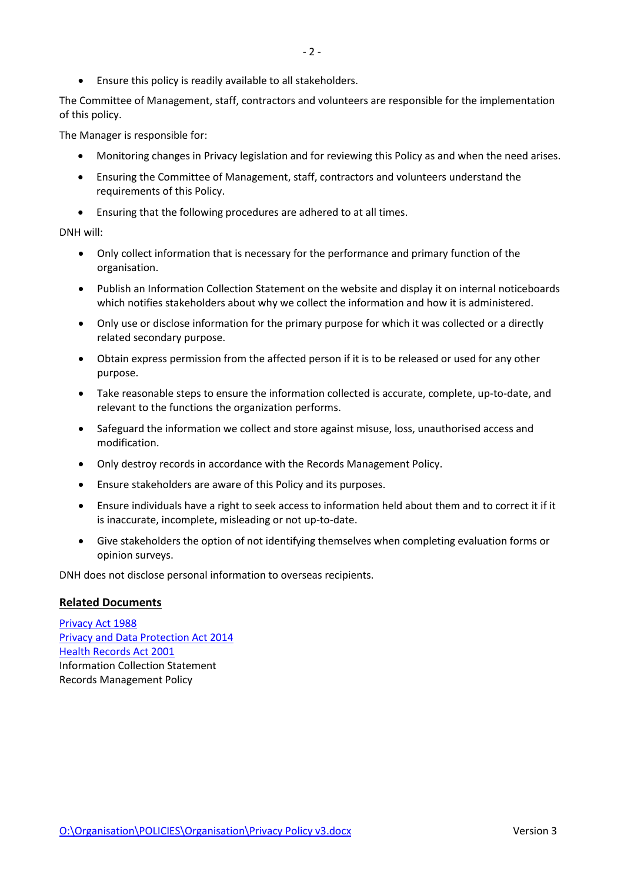- Ensure this policy is readily available to all stakeholders.

The Committee of Management, staff, contractors and volunteers are responsible for the implementation of this policy.

The Manager is responsible for:

- Monitoring changes in Privacy legislation and for reviewing this Policy as and when the need arises.
- Ensuring the Committee of Management, staff, contractors and volunteers understand the requirements of this Policy.
- Ensuring that the following procedures are adhered to at all times.

DNH will:

- Only collect information that is necessary for the performance and primary function of the organisation.
- Publish an Information Collection Statement on the website and display it on internal noticeboards which notifies stakeholders about why we collect the information and how it is administered.
- Only use or disclose information for the primary purpose for which it was collected or a directly related secondary purpose.
- Obtain express permission from the affected person if it is to be released or used for any other purpose.
- Take reasonable steps to ensure the information collected is accurate, complete, up-to-date, and relevant to the functions the organization performs.
- Safeguard the information we collect and store against misuse, loss, unauthorised access and modification.
- Only destroy records in accordance with the Records Management Policy.
- Ensure stakeholders are aware of this Policy and its purposes.
- Ensure individuals have a right to seek access to information held about them and to correct it if it is inaccurate, incomplete, misleading or not up-to-date.
- Give stakeholders the option of not identifying themselves when completing evaluation forms or opinion surveys.

DNH does not disclose personal information to overseas recipients.

## Related Documents

Privacy Act 1988
Privacy and Data Protection Act 2014
Health Records Act 2001
Information Collection Statement
Records Management Policy